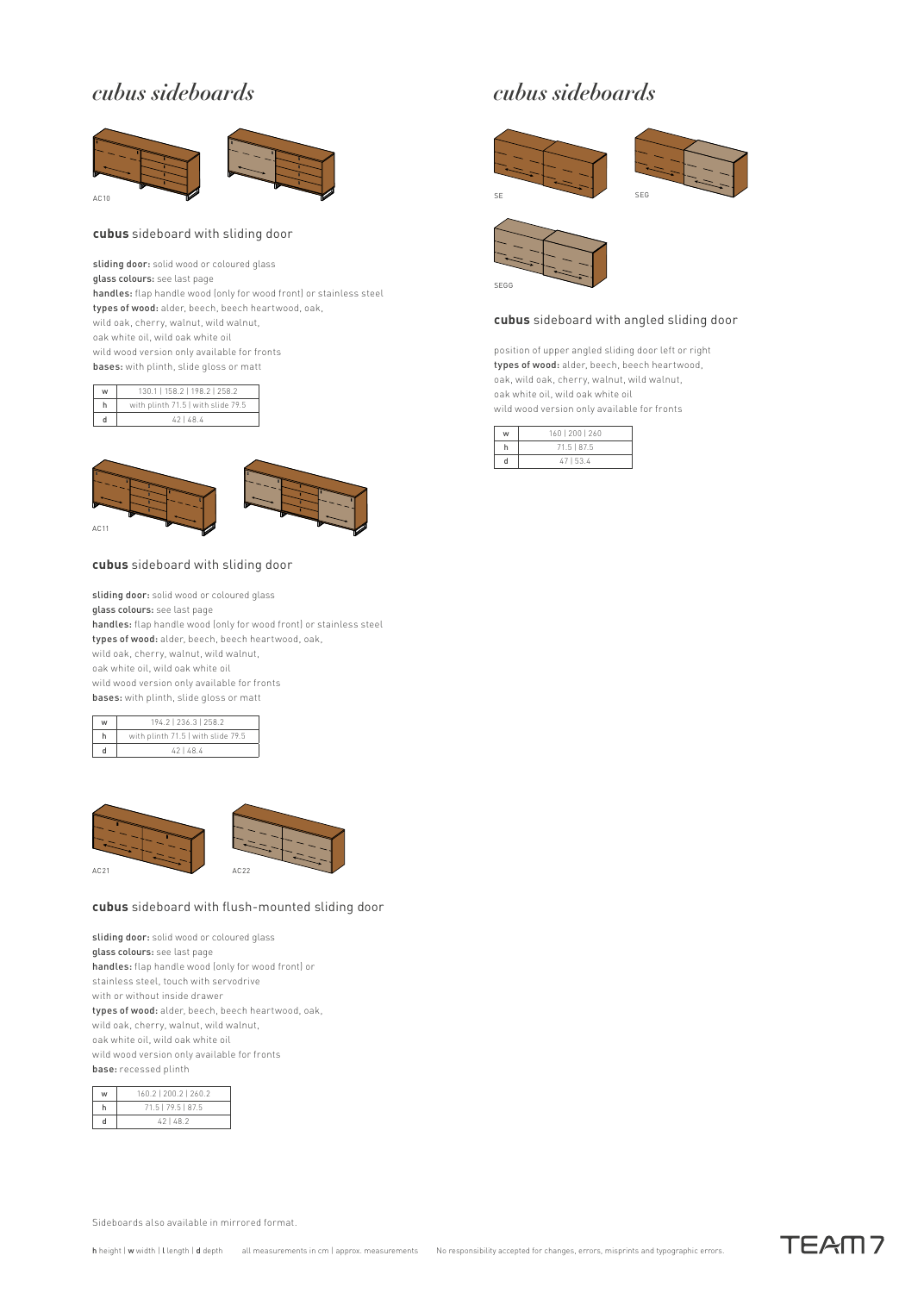# cubus sideboards

AC10

### **cubus** sideboard with sliding door

**sliding door:** solid wood or coloured glass
**glass colours:** see last page
**handles:** flap handle wood (only for wood front) or stainless steel
**types of wood:** alder, beech, beech heartwood, oak, wild oak, cherry, walnut, wild walnut, oak white oil, wild oak white oil
wild wood version only available for fronts
**bases:** with plinth, slide gloss or matt

| | |
|---|---|
| w | 130.1 \| 158.2 \| 198.2 \| 258.2 |
| h | with plinth 71.5 \| with slide 79.5 |
| d | 42 \| 48.4 |

AC11

### **cubus** sideboard with sliding door

**sliding door:** solid wood or coloured glass
**glass colours:** see last page
**handles:** flap handle wood (only for wood front) or stainless steel
**types of wood:** alder, beech, beech heartwood, oak, wild oak, cherry, walnut, wild walnut, oak white oil, wild oak white oil
wild wood version only available for fronts
**bases:** with plinth, slide gloss or matt

| | |
|---|---|
| w | 194.2 \| 236.3 \| 258.2 |
| h | with plinth 71.5 \| with slide 79.5 |
| d | 42 \| 48.4 |

AC21 AC22

### **cubus** sideboard with flush-mounted sliding door

**sliding door:** solid wood or coloured glass
**glass colours:** see last page
**handles:** flap handle wood (only for wood front) or stainless steel, touch with servodrive
with or without inside drawer
**types of wood:** alder, beech, beech heartwood, oak, wild oak, cherry, walnut, wild walnut, oak white oil, wild oak white oil
wild wood version only available for fronts
**base:** recessed plinth

| | |
|---|---|
| w | 160.2 \| 200.2 \| 260.2 |
| h | 71.5 \| 79.5 \| 87.5 |
| d | 42 \| 48.2 |

# cubus sideboards

SE SEG SEGG

### **cubus** sideboard with angled sliding door

position of upper angled sliding door left or right
**types of wood:** alder, beech, beech heartwood, oak, wild oak, cherry, walnut, wild walnut, oak white oil, wild oak white oil
wild wood version only available for fronts

| | |
|---|---|
| w | 160 \| 200 \| 260 |
| h | 71.5 \| 87.5 |
| d | 47 \| 53.4 |

Sideboards also available in mirrored format.

**h** height | **w** width | **l** length | **d** depth all measurements in cm | approx. measurements No responsibility accepted for changes, errors, misprints and typographic errors.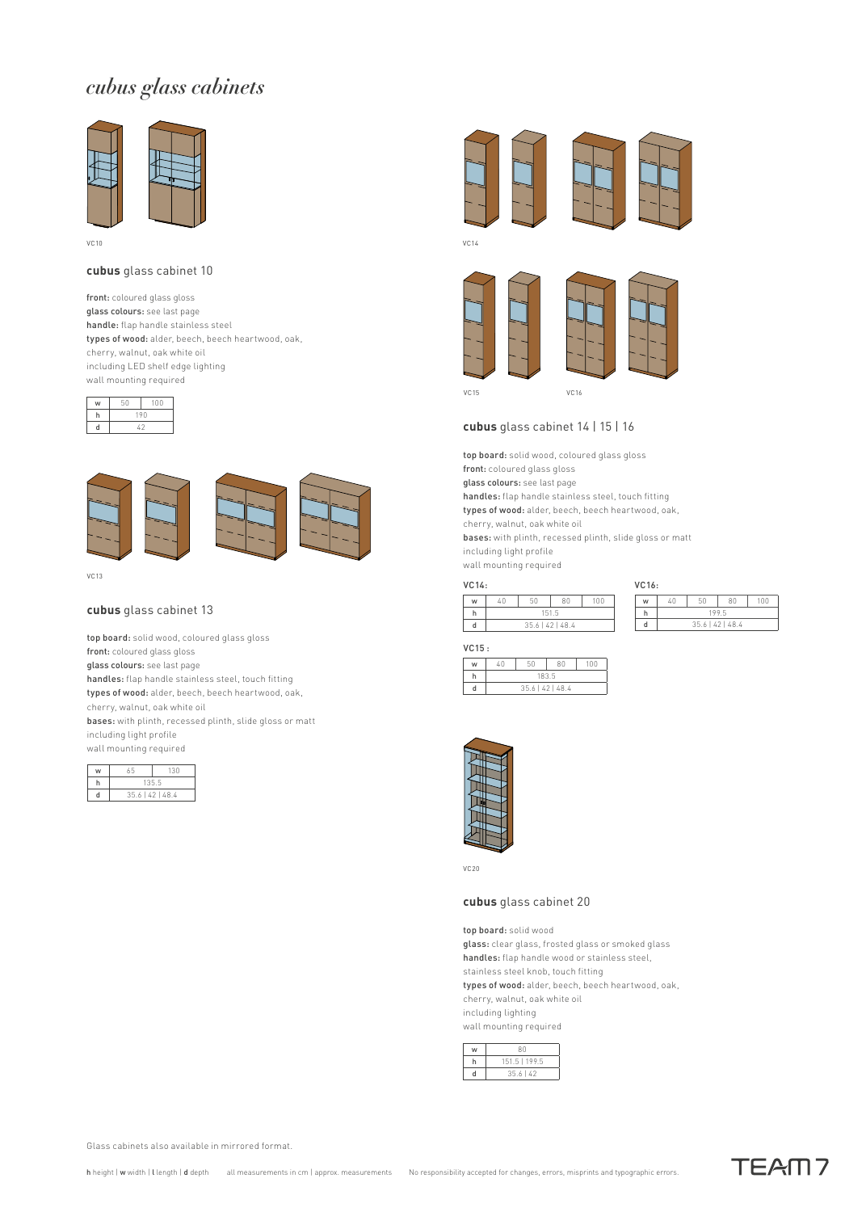# *cubus glass cabinets*

VC10

## **cubus** glass cabinet 10

**front:** coloured glass gloss
**glass colours:** see last page
**handle:** flap handle stainless steel
**types of wood:** alder, beech, beech heartwood, oak, cherry, walnut, oak white oil
including LED shelf edge lighting
wall mounting required

| w | 50 | 100 |
|---|---|---|
| h | 190 | |
| d | 42 | |

VC13

## **cubus** glass cabinet 13

**top board:** solid wood, coloured glass gloss
**front:** coloured glass gloss
**glass colours:** see last page
**handles:** flap handle stainless steel, touch fitting
**types of wood:** alder, beech, beech heartwood, oak, cherry, walnut, oak white oil
**bases:** with plinth, recessed plinth, slide gloss or matt
including light profile
wall mounting required

| w | 65 | 130 |
|---|---|---|
| h | 135.5 | |
| d | 35.6 \| 42 \| 48.4 | |

VC14

VC15

VC16

## **cubus** glass cabinet 14 | 15 | 16

**top board:** solid wood, coloured glass gloss
**front:** coloured glass gloss
**glass colours:** see last page
**handles:** flap handle stainless steel, touch fitting
**types of wood:** alder, beech, beech heartwood, oak, cherry, walnut, oak white oil
**bases:** with plinth, recessed plinth, slide gloss or matt
including light profile
wall mounting required

**VC14:**

| w | 40 | 50 | 80 | 100 |
|---|---|---|---|---|
| h | 151.5 | | | |
| d | 35.6 \| 42 \| 48.4 | | | |

**VC16:**

| w | 40 | 50 | 80 | 100 |
|---|---|---|---|---|
| h | 199.5 | | | |
| d | 35.6 \| 42 \| 48.4 | | | |

**VC15 :**

| w | 40 | 50 | 80 | 100 |
|---|---|---|---|---|
| h | 183.5 | | | |
| d | 35.6 \| 42 \| 48.4 | | | |

VC20

## **cubus** glass cabinet 20

**top board:** solid wood
**glass:** clear glass, frosted glass or smoked glass
**handles:** flap handle wood or stainless steel, stainless steel knob, touch fitting
**types of wood:** alder, beech, beech heartwood, oak, cherry, walnut, oak white oil
including lighting
wall mounting required

| w | 80 |
|---|---|
| h | 151.5 \| 199.5 |
| d | 35.6 \| 42 |

Glass cabinets also available in mirrored format.

**h** height | **w** width | **l** length | **d** depth   all measurements in cm | approx. measurements   No responsibility accepted for changes, errors, misprints and typographic errors.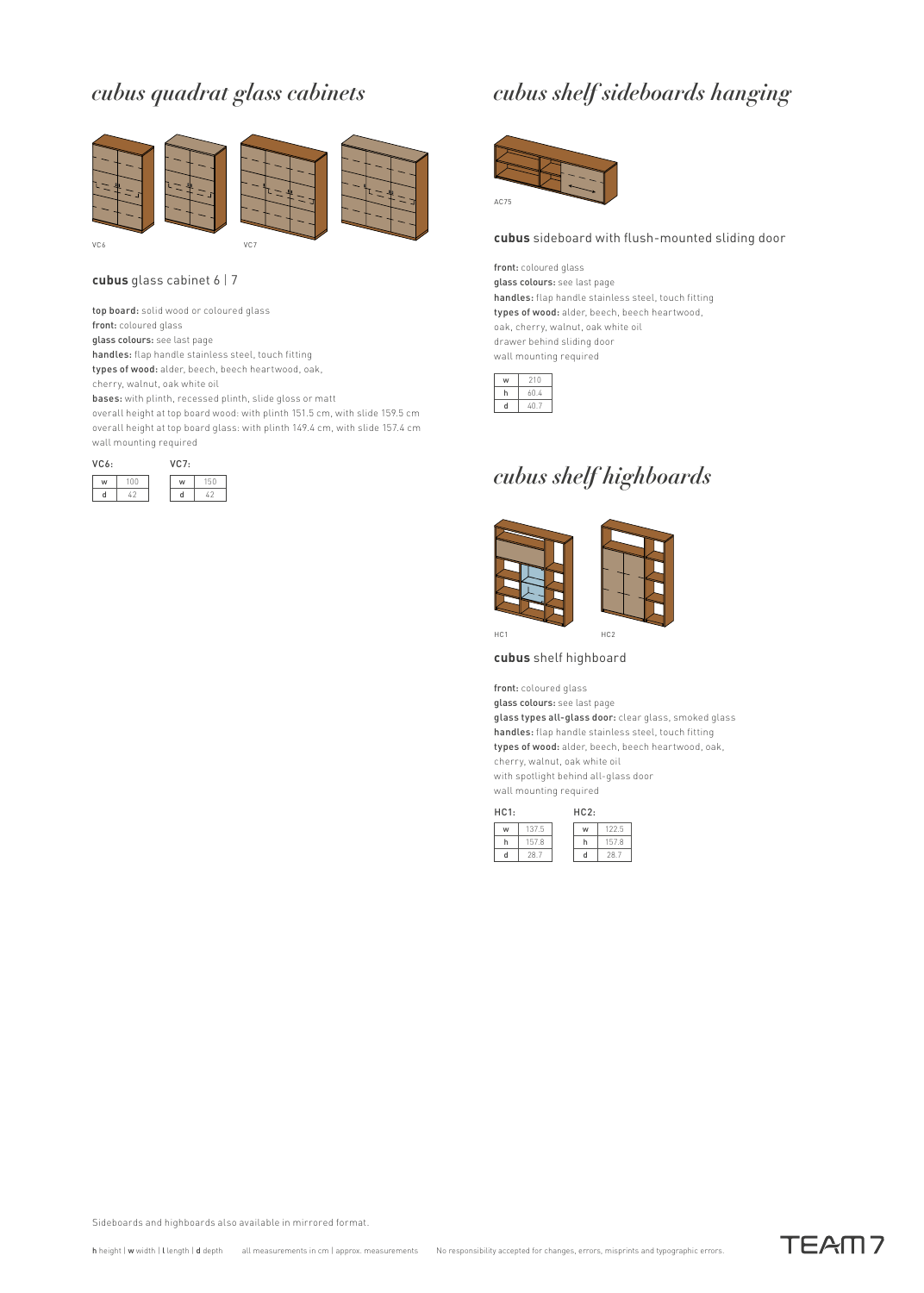# *cubus quadrat glass cabinets*

VC6 VC7

**cubus** glass cabinet 6 | 7

**top board:** solid wood or coloured glass
**front:** coloured glass
**glass colours:** see last page
**handles:** flap handle stainless steel, touch fitting
**types of wood:** alder, beech, beech heartwood, oak, cherry, walnut, oak white oil
**bases:** with plinth, recessed plinth, slide gloss or matt
overall height at top board wood: with plinth 151.5 cm, with slide 159.5 cm
overall height at top board glass: with plinth 149.4 cm, with slide 157.4 cm
wall mounting required

VC6:

| | |
|---|---|
| w | 100 |
| d | 42 |

VC7:

| | |
|---|---|
| w | 150 |
| d | 42 |

# *cubus shelf sideboards hanging*

AC75

**cubus** sideboard with flush-mounted sliding door

**front:** coloured glass
**glass colours:** see last page
**handles:** flap handle stainless steel, touch fitting
**types of wood:** alder, beech, beech heartwood, oak, cherry, walnut, oak white oil
drawer behind sliding door
wall mounting required

| | |
|---|---|
| w | 210 |
| h | 60.4 |
| d | 40.7 |

# *cubus shelf highboards*

HC1 HC2

**cubus** shelf highboard

**front:** coloured glass
**glass colours:** see last page
**glass types all-glass door:** clear glass, smoked glass
**handles:** flap handle stainless steel, touch fitting
**types of wood:** alder, beech, beech heartwood, oak, cherry, walnut, oak white oil
with spotlight behind all-glass door
wall mounting required

HC1:

| | |
|---|---|
| w | 137.5 |
| h | 157.8 |
| d | 28.7 |

HC2:

| | |
|---|---|
| w | 122.5 |
| h | 157.8 |
| d | 28.7 |

Sideboards and highboards also available in mirrored format.

**h** height | **w** width | **l** length | **d** depth all measurements in cm | approx. measurements No responsibility accepted for changes, errors, misprints and typographic errors.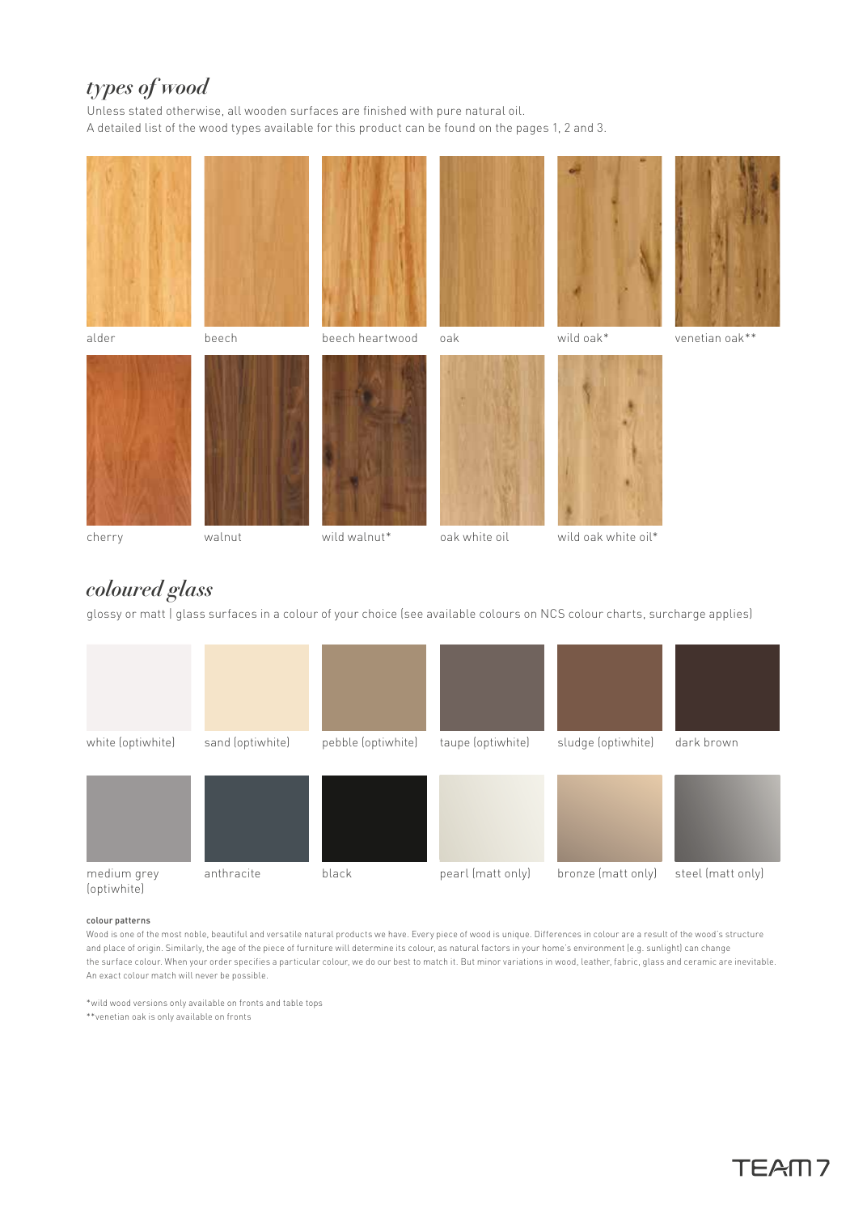## *types of wood*

Unless stated otherwise, all wooden surfaces are finished with pure natural oil.
A detailed list of the wood types available for this product can be found on the pages 1, 2 and 3.

alder

beech

beech heartwood

oak

wild oak*

venetian oak**

cherry

walnut

wild walnut*

oak white oil

wild oak white oil*

## *coloured glass*

glossy or matt | glass surfaces in a colour of your choice (see available colours on NCS colour charts, surcharge applies)

white (optiwhite)

sand (optiwhite)

pebble (optiwhite)

taupe (optiwhite)

sludge (optiwhite)

dark brown

medium grey (optiwhite)

anthracite

black

pearl (matt only)

bronze (matt only)

steel (matt only)

**colour patterns**

Wood is one of the most noble, beautiful and versatile natural products we have. Every piece of wood is unique. Differences in colour are a result of the wood's structure and place of origin. Similarly, the age of the piece of furniture will determine its colour, as natural factors in your home's environment (e.g. sunlight) can change the surface colour. When your order specifies a particular colour, we do our best to match it. But minor variations in wood, leather, fabric, glass and ceramic are inevitable. An exact colour match will never be possible.

*wild wood versions only available on fronts and table tops
**venetian oak is only available on fronts

TEAM 7